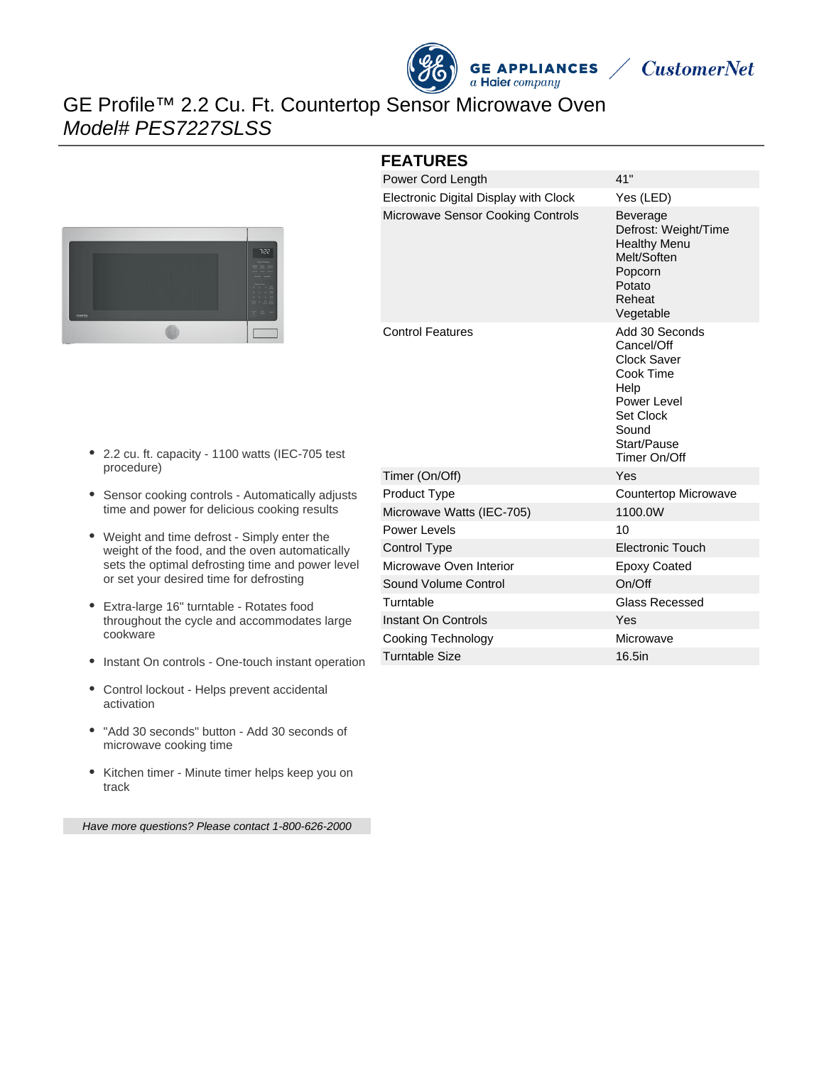# GE Profile™ 2.2 Cu. Ft. Countertop Sensor Microwave Oven

*Model# PES7227SLSS*

- 2.2 cu. ft. capacity - 1100 watts (IEC-705 test procedure)
- Sensor cooking controls - Automatically adjusts time and power for delicious cooking results
- Weight and time defrost - Simply enter the weight of the food, and the oven automatically sets the optimal defrosting time and power level or set your desired time for defrosting
- Extra-large 16" turntable - Rotates food throughout the cycle and accommodates large cookware
- Instant On controls - One-touch instant operation
- Control lockout - Helps prevent accidental activation
- "Add 30 seconds" button - Add 30 seconds of microwave cooking time
- Kitchen timer - Minute timer helps keep you on track

*Have more questions? Please contact 1-800-626-2000*

## FEATURES

| Feature | Value |
| --- | --- |
| Power Cord Length | 41" |
| Electronic Digital Display with Clock | Yes (LED) |
| Microwave Sensor Cooking Controls | Beverage<br>Defrost: Weight/Time<br>Healthy Menu<br>Melt/Soften<br>Popcorn<br>Potato<br>Reheat<br>Vegetable |
| Control Features | Add 30 Seconds<br>Cancel/Off<br>Clock Saver<br>Cook Time<br>Help<br>Power Level<br>Set Clock<br>Sound<br>Start/Pause<br>Timer On/Off |
| Timer (On/Off) | Yes |
| Product Type | Countertop Microwave |
| Microwave Watts (IEC-705) | 1100.0W |
| Power Levels | 10 |
| Control Type | Electronic Touch |
| Microwave Oven Interior | Epoxy Coated |
| Sound Volume Control | On/Off |
| Turntable | Glass Recessed |
| Instant On Controls | Yes |
| Cooking Technology | Microwave |
| Turntable Size | 16.5in |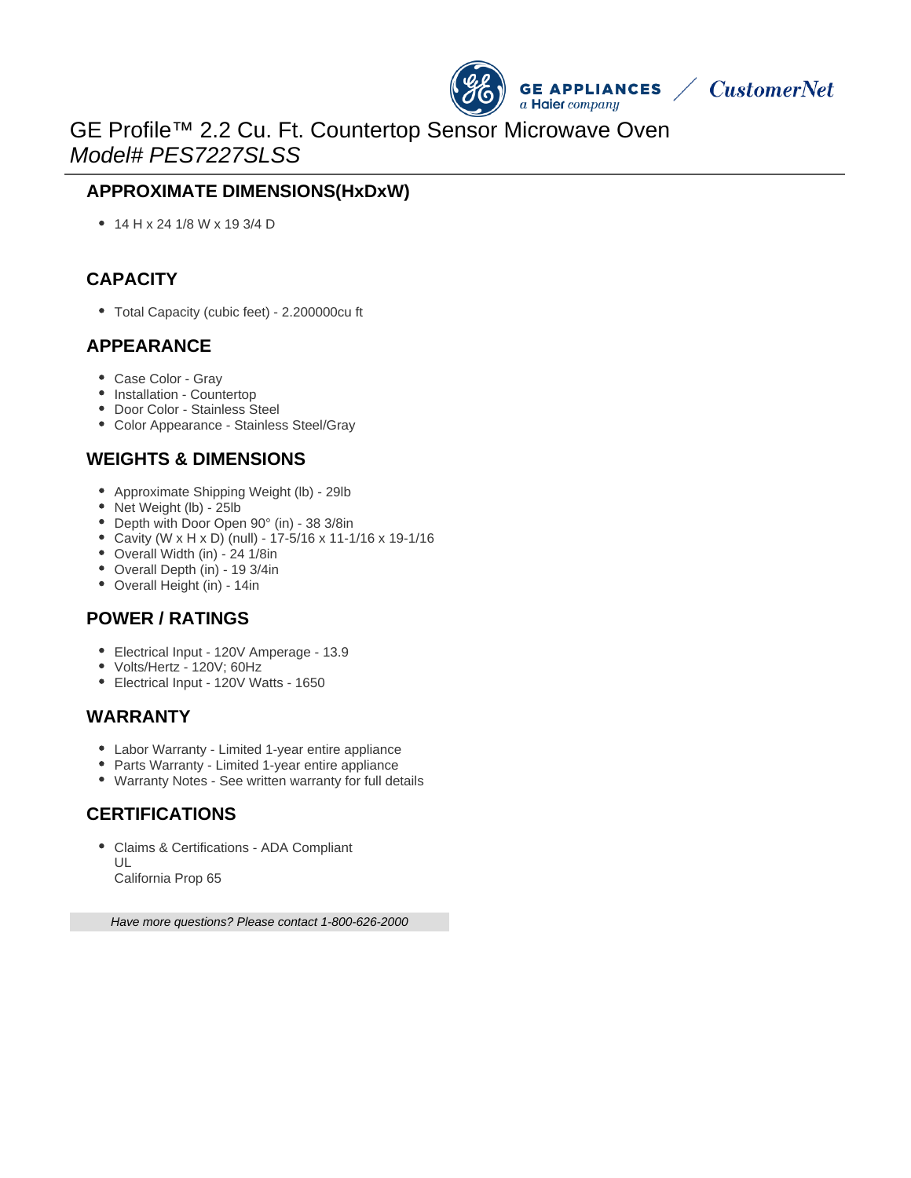# GE Profile™ 2.2 Cu. Ft. Countertop Sensor Microwave Oven

*Model# PES7227SLSS*

## APPROXIMATE DIMENSIONS(HxDxW)

- 14 H x 24 1/8 W x 19 3/4 D

## CAPACITY

- Total Capacity (cubic feet) - 2.200000cu ft

## APPEARANCE

- Case Color - Gray
- Installation - Countertop
- Door Color - Stainless Steel
- Color Appearance - Stainless Steel/Gray

## WEIGHTS & DIMENSIONS

- Approximate Shipping Weight (lb) - 29lb
- Net Weight (lb) - 25lb
- Depth with Door Open 90° (in) - 38 3/8in
- Cavity (W x H x D) (null) - 17-5/16 x 11-1/16 x 19-1/16
- Overall Width (in) - 24 1/8in
- Overall Depth (in) - 19 3/4in
- Overall Height (in) - 14in

## POWER / RATINGS

- Electrical Input - 120V Amperage - 13.9
- Volts/Hertz - 120V; 60Hz
- Electrical Input - 120V Watts - 1650

## WARRANTY

- Labor Warranty - Limited 1-year entire appliance
- Parts Warranty - Limited 1-year entire appliance
- Warranty Notes - See written warranty for full details

## CERTIFICATIONS

- Claims & Certifications - ADA Compliant
  UL
  California Prop 65

*Have more questions? Please contact 1-800-626-2000*